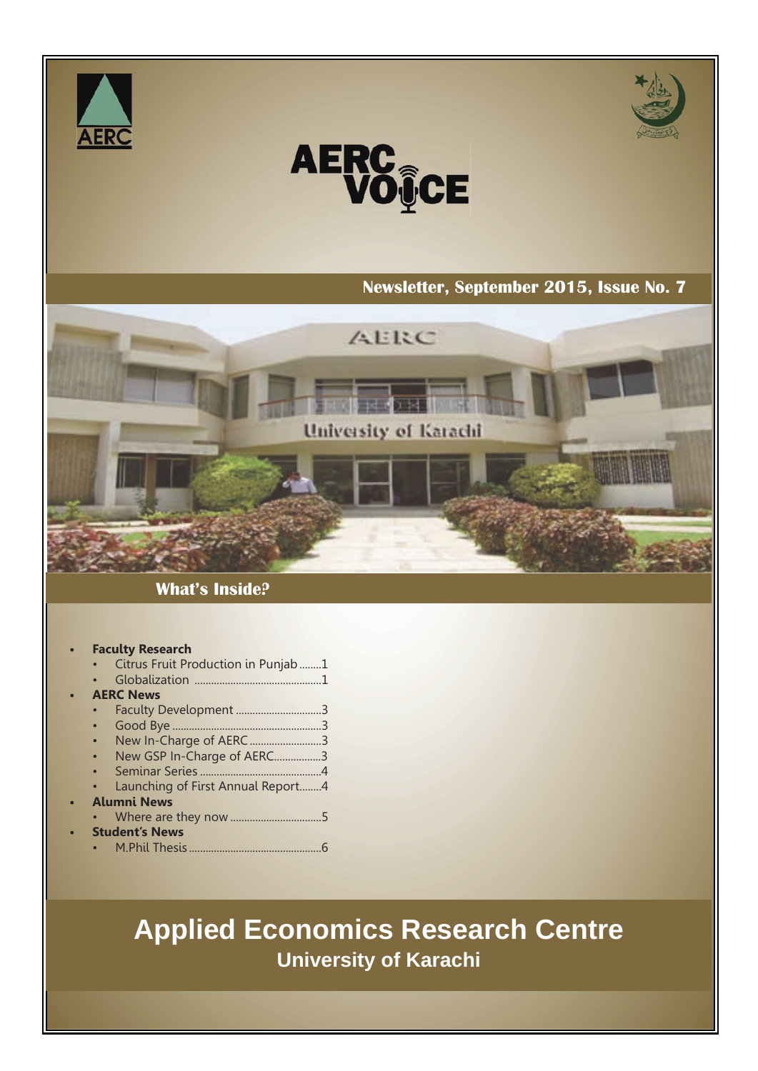# AERC VOICE

**Newsletter, September 2015, Issue No. 7**

## What's Inside?

- **Faculty Research**
  - Citrus Fruit Production in Punjab........1
  - Globalization .............................................1
- **AERC News**
  - Faculty Development ...............................3
  - Good Bye ......................................................3
  - New In-Charge of AERC ..........................3
  - New GSP In-Charge of AERC.................3
  - Seminar Series ...........................................4
  - Launching of First Annual Report........4
- **Alumni News**
  - Where are they now .................................5
- **Student's News**
  - M.Phil Thesis ................................................6

# Applied Economics Research Centre

## University of Karachi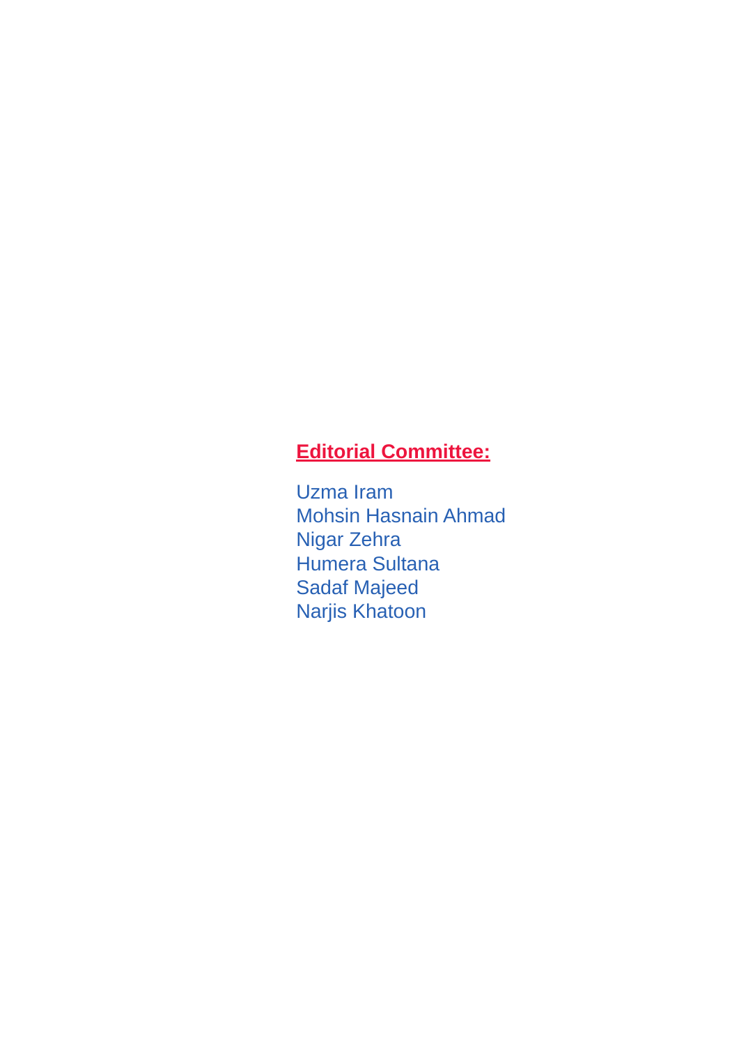**Editorial Committee:**

Uzma Iram
Mohsin Hasnain Ahmad
Nigar Zehra
Humera Sultana
Sadaf Majeed
Narjis Khatoon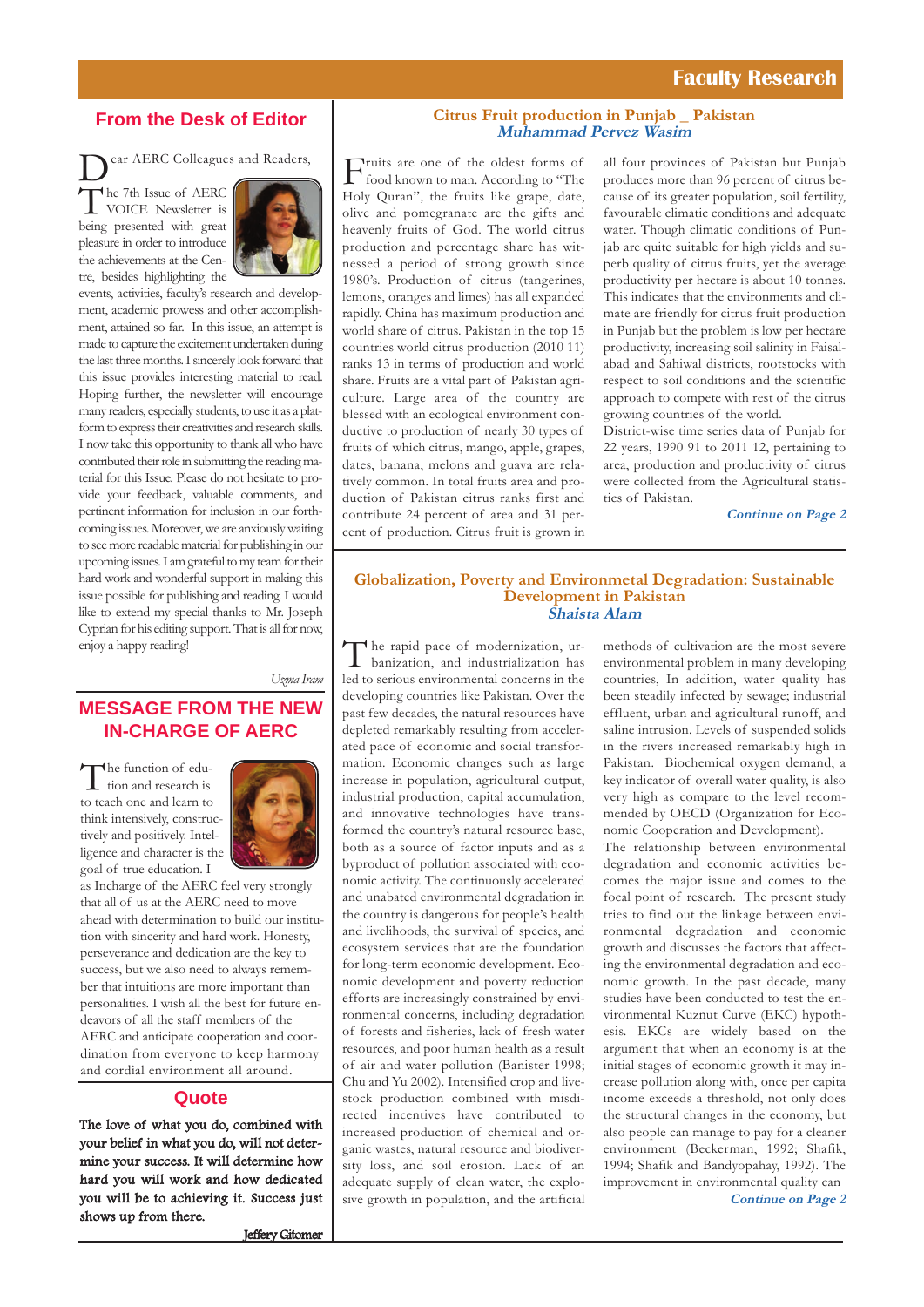# Faculty Research

## From the Desk of Editor

Dear AERC Colleagues and Readers,

The 7th Issue of AERC VOICE Newsletter is being presented with great pleasure in order to introduce the achievements at the Centre, besides highlighting the events, activities, faculty's research and development, academic prowess and other accomplishment, attained so far. In this issue, an attempt is made to capture the excitement undertaken during the last three months. I sincerely look forward that this issue provides interesting material to read. Hoping further, the newsletter will encourage many readers, especially students, to use it as a platform to express their creativities and research skills. I now take this opportunity to thank all who have contributed their role in submitting the reading material for this Issue. Please do not hesitate to provide your feedback, valuable comments, and pertinent information for inclusion in our forthcoming issues. Moreover, we are anxiously waiting to see more readable material for publishing in our upcoming issues. I am grateful to my team for their hard work and wonderful support in making this issue possible for publishing and reading. I would like to extend my special thanks to Mr. Joseph Cyprian for his editing support. That is all for now, enjoy a happy reading!

*Uzma Iram*

## MESSAGE FROM THE NEW IN-CHARGE OF AERC

The function of education and research is to teach one and learn to think intensively, constructively and positively. Intelligence and character is the goal of true education. I as Incharge of the AERC feel very strongly that all of us at the AERC need to move ahead with determination to build our institution with sincerity and hard work. Honesty, perseverance and dedication are the key to success, but we also need to always remember that intuitions are more important than personalities. I wish all the best for future endeavors of all the staff members of the AERC and anticipate cooperation and coordination from everyone to keep harmony and cordial environment all around.

## Quote

**The love of what you do, combined with your belief in what you do, will not determine your success. It will determine how hard you will work and how dedicated you will be to achieving it. Success just shows up from there.**

Jeffery Gitomer

## Citrus Fruit production in Punjab _ Pakistan

***Muhammad Pervez Wasim***

Fruits are one of the oldest forms of food known to man. According to "The Holy Quran", the fruits like grape, date, olive and pomegranate are the gifts and heavenly fruits of God. The world citrus production and percentage share has witnessed a period of strong growth since 1980's. Production of citrus (tangerines, lemons, oranges and limes) has all expanded rapidly. China has maximum production and world share of citrus. Pakistan in the top 15 countries world citrus production (2010 11) ranks 13 in terms of production and world share. Fruits are a vital part of Pakistan agriculture. Large area of the country are blessed with an ecological environment conductive to production of nearly 30 types of fruits of which citrus, mango, apple, grapes, dates, banana, melons and guava are relatively common. In total fruits area and production of Pakistan citrus ranks first and contribute 24 percent of area and 31 percent of production. Citrus fruit is grown in all four provinces of Pakistan but Punjab produces more than 96 percent of citrus because of its greater population, soil fertility, favourable climatic conditions and adequate water. Though climatic conditions of Punjab are quite suitable for high yields and superb quality of citrus fruits, yet the average productivity per hectare is about 10 tonnes. This indicates that the environments and climate are friendly for citrus fruit production in Punjab but the problem is low per hectare productivity, increasing soil salinity in Faisalabad and Sahiwal districts, rootstocks with respect to soil conditions and the scientific approach to compete with rest of the citrus growing countries of the world.

District-wise time series data of Punjab for 22 years, 1990 91 to 2011 12, pertaining to area, production and productivity of citrus were collected from the Agricultural statistics of Pakistan.

***Continue on Page 2***

## Globalization, Poverty and Environmetal Degradation: Sustainable Development in Pakistan

***Shaista Alam***

The rapid pace of modernization, urbanization, and industrialization has led to serious environmental concerns in the developing countries like Pakistan. Over the past few decades, the natural resources have depleted remarkably resulting from accelerated pace of economic and social transformation. Economic changes such as large increase in population, agricultural output, industrial production, capital accumulation, and innovative technologies have transformed the country's natural resource base, both as a source of factor inputs and as a byproduct of pollution associated with economic activity. The continuously accelerated and unabated environmental degradation in the country is dangerous for people's health and livelihoods, the survival of species, and ecosystem services that are the foundation for long-term economic development. Economic development and poverty reduction efforts are increasingly constrained by environmental concerns, including degradation of forests and fisheries, lack of fresh water resources, and poor human health as a result of air and water pollution (Banister 1998; Chu and Yu 2002). Intensified crop and livestock production combined with misdirected incentives have contributed to increased production of chemical and organic wastes, natural resource and biodiversity loss, and soil erosion. Lack of an adequate supply of clean water, the explosive growth in population, and the artificial methods of cultivation are the most severe environmental problem in many developing countries, In addition, water quality has been steadily infected by sewage; industrial effluent, urban and agricultural runoff, and saline intrusion. Levels of suspended solids in the rivers increased remarkably high in Pakistan. Biochemical oxygen demand, a key indicator of overall water quality, is also very high as compare to the level recommended by OECD (Organization for Economic Cooperation and Development).

The relationship between environmental degradation and economic activities becomes the major issue and comes to the focal point of research. The present study tries to find out the linkage between environmental degradation and economic growth and discusses the factors that affecting the environmental degradation and economic growth. In the past decade, many studies have been conducted to test the environmental Kuznut Curve (EKC) hypothesis. EKCs are widely based on the argument that when an economy is at the initial stages of economic growth it may increase pollution along with, once per capita income exceeds a threshold, not only does the structural changes in the economy, but also people can manage to pay for a cleaner environment (Beckerman, 1992; Shafik, 1994; Shafik and Bandyopahay, 1992). The improvement in environmental quality can

***Continue on Page 2***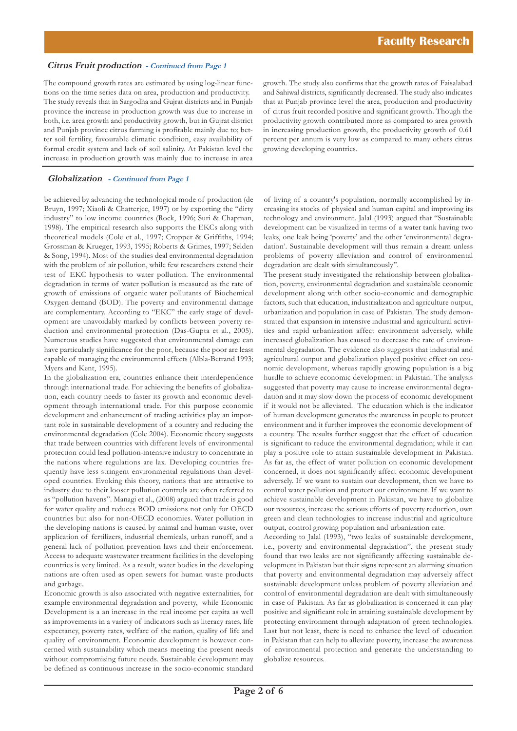## Citrus Fruit production - *Continued from Page 1*

The compound growth rates are estimated by using log-linear functions on the time series data on area, production and productivity. The study reveals that in Sargodha and Gujrat districts and in Punjab province the increase in production growth was due to increase in both, i.e. area growth and productivity growth, but in Gujrat district and Punjab province citrus farming is profitable mainly due to; better soil fertility, favourable climatic condition, easy availability of formal credit system and lack of soil salinity. At Pakistan level the increase in production growth was mainly due to increase in area growth. The study also confirms that the growth rates of Faisalabad and Sahiwal districts, significantly decreased. The study also indicates that at Punjab province level the area, production and productivity of citrus fruit recorded positive and significant growth. Though the productivity growth contributed more as compared to area growth in increasing production growth, the productivity growth of 0.61 percent per annum is very low as compared to many others citrus growing developing countries.

## Globalization - *Continued from Page 1*

be achieved by advancing the technological mode of production (de Bruyn, 1997; Xiaoli & Chatterjee, 1997) or by exporting the "dirty industry" to low income countries (Rock, 1996; Suri & Chapman, 1998). The empirical research also supports the EKCs along with theoretical models (Cole et al., 1997; Cropper & Griffiths, 1994; Grossman & Krueger, 1993, 1995; Roberts & Grimes, 1997; Selden & Song, 1994). Most of the studies deal environmental degradation with the problem of air pollution, while few researchers extend their test of EKC hypothesis to water pollution. The environmental degradation in terms of water pollution is measured as the rate of growth of emissions of organic water pollutants of Biochemical Oxygen demand (BOD). The poverty and environmental damage are complementary. According to "EKC" the early stage of development are unavoidably marked by conflicts between poverty reduction and environmental protection (Das-Gupta et al., 2005). Numerous studies have suggested that environmental damage can have particularly significance for the poor, because the poor are least capable of managing the environmental effects (Albla-Betrand 1993; Myers and Kent, 1995).

In the globalization era, countries enhance their interdependence through international trade. For achieving the benefits of globalization, each country needs to faster its growth and economic development through international trade. For this purpose economic development and enhancement of trading activities play an important role in sustainable development of a country and reducing the environmental degradation (Cole 2004). Economic theory suggests that trade between countries with different levels of environmental protection could lead pollution-intensive industry to concentrate in the nations where regulations are lax. Developing countries frequently have less stringent environmental regulations than developed countries. Evoking this theory, nations that are attractive to industry due to their looser pollution controls are often referred to as "pollution havens". Managi et al., (2008) argued that trade is good for water quality and reduces BOD emissions not only for OECD countries but also for non-OECD economies. Water pollution in the developing nations is caused by animal and human waste, over application of fertilizers, industrial chemicals, urban runoff, and a general lack of pollution prevention laws and their enforcement. Access to adequate wastewater treatment facilities in the developing countries is very limited. As a result, water bodies in the developing nations are often used as open sewers for human waste products and garbage.

Economic growth is also associated with negative externalities, for example environmental degradation and poverty, while Economic Development is a an increase in the real income per capita as well as improvements in a variety of indicators such as literacy rates, life expectancy, poverty rates, welfare of the nation, quality of life and quality of environment. Economic development is however concerned with sustainability which means meeting the present needs without compromising future needs. Sustainable development may be defined as continuous increase in the socio-economic standard of living of a country's population, normally accomplished by increasing its stocks of physical and human capital and improving its technology and environment. Jalal (1993) argued that "Sustainable development can be visualized in terms of a water tank having two leaks, one leak being 'poverty' and the other 'environmental degradation'. Sustainable development will thus remain a dream unless problems of poverty alleviation and control of environmental degradation are dealt with simultaneously".

The present study investigated the relationship between globalization, poverty, environmental degradation and sustainable economic development along with other socio-economic and demographic factors, such that education, industrialization and agriculture output, urbanization and population in case of Pakistan. The study demonstrated that expansion in intensive industrial and agricultural activities and rapid urbanization affect environment adversely, while increased globalization has caused to decrease the rate of environmental degradation. The evidence also suggests that industrial and agricultural output and globalization played positive effect on economic development, whereas rapidly growing population is a big hurdle to achieve economic development in Pakistan. The analysis suggested that poverty may cause to increase environmental degradation and it may slow down the process of economic development if it would not be alleviated. The education which is the indicator of human development generates the awareness in people to protect environment and it further improves the economic development of a country. The results further suggest that the effect of education is significant to reduce the environmental degradation; while it can play a positive role to attain sustainable development in Pakistan. As far as, the effect of water pollution on economic development concerned, it does not significantly affect economic development adversely. If we want to sustain our development, then we have to control water pollution and protect our environment. If we want to achieve sustainable development in Pakistan, we have to globalize our resources, increase the serious efforts of poverty reduction, own green and clean technologies to increase industrial and agriculture output, control growing population and urbanization rate.

According to Jalal (1993), "two leaks of sustainable development, i.e., poverty and environmental degradation", the present study found that two leaks are not significantly affecting sustainable development in Pakistan but their signs represent an alarming situation that poverty and environmental degradation may adversely affect sustainable development unless problem of poverty alleviation and control of environmental degradation are dealt with simultaneously in case of Pakistan. As far as globalization is concerned it can play positive and significant role in attaining sustainable development by protecting environment through adaptation of green technologies. Last but not least, there is need to enhance the level of education in Pakistan that can help to alleviate poverty, increase the awareness of environmental protection and generate the understanding to globalize resources.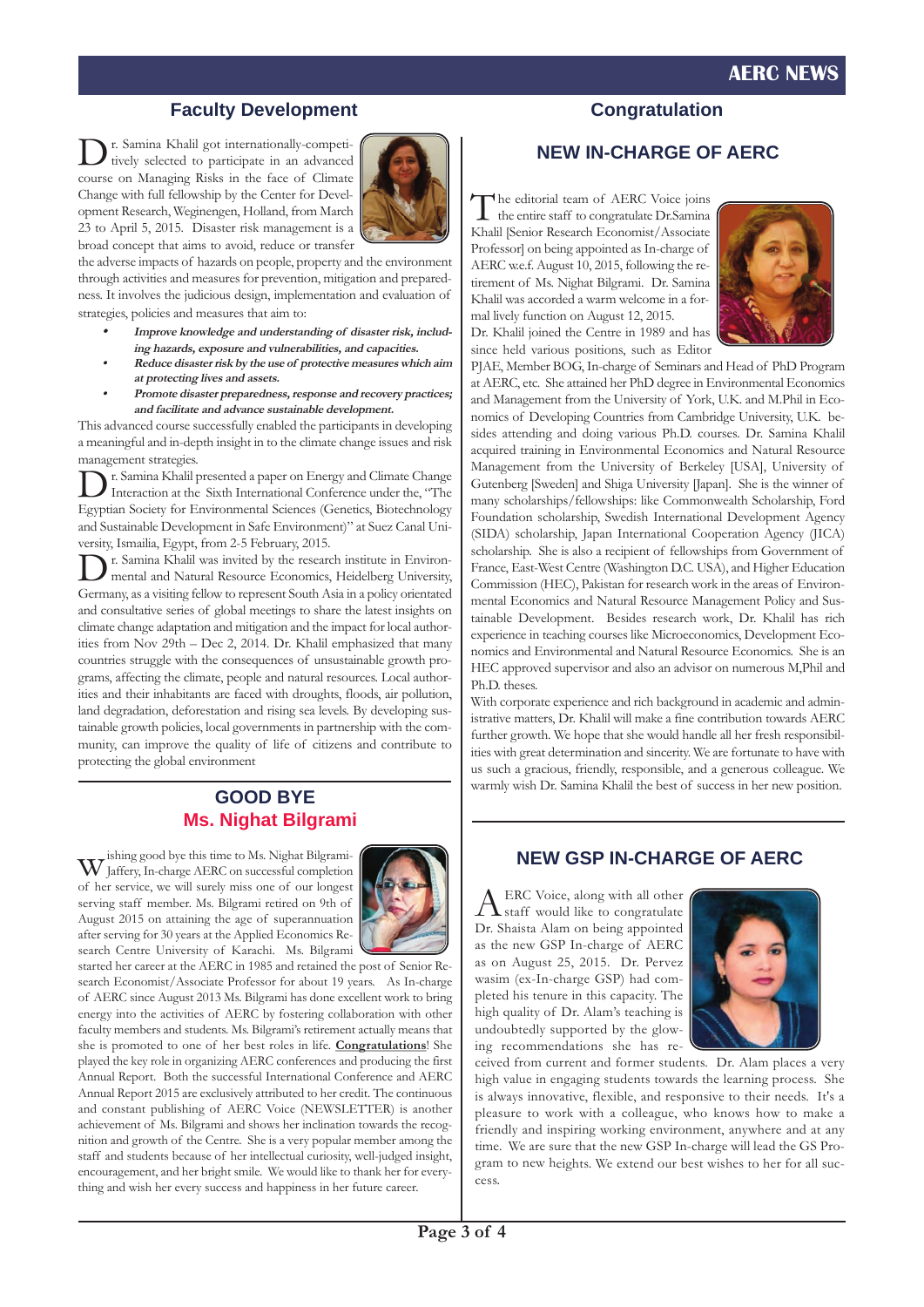## Faculty Development

Dr. Samina Khalil got internationally-competitively selected to participate in an advanced course on Managing Risks in the face of Climate Change with full fellowship by the Center for Development Research, Weginengen, Holland, from March 23 to April 5, 2015. Disaster risk management is a broad concept that aims to avoid, reduce or transfer the adverse impacts of hazards on people, property and the environment through activities and measures for prevention, mitigation and preparedness. It involves the judicious design, implementation and evaluation of strategies, policies and measures that aim to:

- ***Improve knowledge and understanding of disaster risk, including hazards, exposure and vulnerabilities, and capacities.***
- ***Reduce disaster risk by the use of protective measures which aim at protecting lives and assets.***
- ***Promote disaster preparedness, response and recovery practices; and facilitate and advance sustainable development.***

This advanced course successfully enabled the participants in developing a meaningful and in-depth insight in to the climate change issues and risk management strategies.

Dr. Samina Khalil presented a paper on Energy and Climate Change Interaction at the Sixth International Conference under the, "The Egyptian Society for Environmental Sciences (Genetics, Biotechnology and Sustainable Development in Safe Environment)" at Suez Canal University, Ismailia, Egypt, from 2-5 February, 2015.

Dr. Samina Khalil was invited by the research institute in Environmental and Natural Resource Economics, Heidelberg University, Germany, as a visiting fellow to represent South Asia in a policy orientated and consultative series of global meetings to share the latest insights on climate change adaptation and mitigation and the impact for local authorities from Nov 29th – Dec 2, 2014. Dr. Khalil emphasized that many countries struggle with the consequences of unsustainable growth programs, affecting the climate, people and natural resources. Local authorities and their inhabitants are faced with droughts, floods, air pollution, land degradation, deforestation and rising sea levels. By developing sustainable growth policies, local governments in partnership with the community, can improve the quality of life of citizens and contribute to protecting the global environment

## GOOD BYE
## Ms. Nighat Bilgrami

Wishing good bye this time to Ms. Nighat Bilgrami-Jaffery, In-charge AERC on successful completion of her service, we will surely miss one of our longest serving staff member. Ms. Bilgrami retired on 9th of August 2015 on attaining the age of superannuation after serving for 30 years at the Applied Economics Research Centre University of Karachi. Ms. Bilgrami started her career at the AERC in 1985 and retained the post of Senior Research Economist/Associate Professor for about 19 years. As In-charge of AERC since August 2013 Ms. Bilgrami has done excellent work to bring energy into the activities of AERC by fostering collaboration with other faculty members and students. Ms. Bilgrami's retirement actually means that she is promoted to one of her best roles in life. **Congratulations**! She played the key role in organizing AERC conferences and producing the first Annual Report. Both the successful International Conference and AERC Annual Report 2015 are exclusively attributed to her credit. The continuous and constant publishing of AERC Voice (NEWSLETTER) is another achievement of Ms. Bilgrami and shows her inclination towards the recognition and growth of the Centre. She is a very popular member among the staff and students because of her intellectual curiosity, well-judged insight, encouragement, and her bright smile. We would like to thank her for everything and wish her every success and happiness in her future career.

## Congratulation

## NEW IN-CHARGE OF AERC

The editorial team of AERC Voice joins the entire staff to congratulate Dr.Samina Khalil [Senior Research Economist/Associate Professor] on being appointed as In-charge of AERC w.e.f. August 10, 2015, following the retirement of Ms. Nighat Bilgrami. Dr. Samina Khalil was accorded a warm welcome in a formal lively function on August 12, 2015.

Dr. Khalil joined the Centre in 1989 and has since held various positions, such as Editor PJAE, Member BOG, In-charge of Seminars and Head of PhD Program at AERC, etc. She attained her PhD degree in Environmental Economics and Management from the University of York, U.K. and M.Phil in Economics of Developing Countries from Cambridge University, U.K. besides attending and doing various Ph.D. courses. Dr. Samina Khalil acquired training in Environmental Economics and Natural Resource Management from the University of Berkeley [USA], University of Gutenberg [Sweden] and Shiga University [Japan]. She is the winner of many scholarships/fellowships: like Commonwealth Scholarship, Ford Foundation scholarship, Swedish International Development Agency (SIDA) scholarship, Japan International Cooperation Agency (JICA) scholarship. She is also a recipient of fellowships from Government of France, East-West Centre (Washington D.C. USA), and Higher Education Commission (HEC), Pakistan for research work in the areas of Environmental Economics and Natural Resource Management Policy and Sustainable Development. Besides research work, Dr. Khalil has rich experience in teaching courses like Microeconomics, Development Economics and Environmental and Natural Resource Economics. She is an HEC approved supervisor and also an advisor on numerous M,Phil and Ph.D. theses.

With corporate experience and rich background in academic and administrative matters, Dr. Khalil will make a fine contribution towards AERC further growth. We hope that she would handle all her fresh responsibilities with great determination and sincerity. We are fortunate to have with us such a gracious, friendly, responsible, and a generous colleague. We warmly wish Dr. Samina Khalil the best of success in her new position.

## NEW GSP IN-CHARGE OF AERC

AERC Voice, along with all other staff would like to congratulate Dr. Shaista Alam on being appointed as the new GSP In-charge of AERC as on August 25, 2015. Dr. Pervez wasim (ex-In-charge GSP) had completed his tenure in this capacity. The high quality of Dr. Alam's teaching is undoubtedly supported by the glowing recommendations she has received from current and former students. Dr. Alam places a very high value in engaging students towards the learning process. She is always innovative, flexible, and responsive to their needs. It's a pleasure to work with a colleague, who knows how to make a friendly and inspiring working environment, anywhere and at any time. We are sure that the new GSP In-charge will lead the GS Program to new heights. We extend our best wishes to her for all success.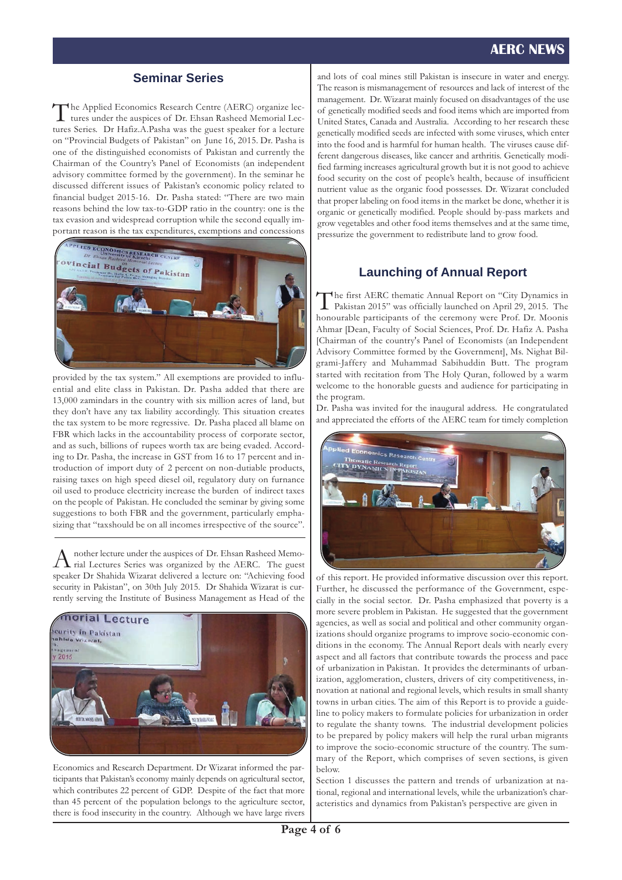## Seminar Series

The Applied Economics Research Centre (AERC) organize lectures under the auspices of Dr. Ehsan Rasheed Memorial Lectures Series. Dr Hafiz.A.Pasha was the guest speaker for a lecture on "Provincial Budgets of Pakistan" on June 16, 2015. Dr. Pasha is one of the distinguished economists of Pakistan and currently the Chairman of the Country's Panel of Economists (an independent advisory committee formed by the government). In the seminar he discussed different issues of Pakistan's economic policy related to financial budget 2015-16. Dr. Pasha stated: "There are two main reasons behind the low tax-to-GDP ratio in the country: one is the tax evasion and widespread corruption while the second equally important reason is the tax expenditures, exemptions and concessions provided to the tax system." All exemptions are provided to influential and elite class in Pakistan. Dr. Pasha added that there are 13,000 zamindars in the country with six million acres of land, but they don't have any tax liability accordingly. This situation creates the tax system to be more regressive. Dr. Pasha placed all blame on FBR which lacks in the accountability process of corporate sector, and as such, billions of rupees worth tax are being evaded. According to Dr. Pasha, the increase in GST from 16 to 17 percent and introduction of import duty of 2 percent on non-dutiable products, raising taxes on high speed diesel oil, regulatory duty on furnace oil used to produce electricity increase the burden of indirect taxes on the people of Pakistan. He concluded the seminar by giving some suggestions to both FBR and the government, particularly emphasizing that "taxshould be on all incomes irrespective of the source".

Another lecture under the auspices of Dr. Ehsan Rasheed Memorial Lectures Series was organized by the AERC. The guest speaker Dr Shahida Wizarat delivered a lecture on: "Achieving food security in Pakistan", on 30th July 2015. Dr Shahida Wizarat is currently serving the Institute of Business Management as Head of the Economics and Research Department. Dr Wizarat informed the participants that Pakistan's economy mainly depends on agricultural sector, which contributes 22 percent of GDP. Despite of the fact that more than 45 percent of the population belongs to the agriculture sector, there is food insecurity in the country. Although we have large rivers and lots of coal mines still Pakistan is insecure in water and energy. The reason is mismanagement of resources and lack of interest of the management. Dr. Wizarat mainly focused on disadvantages of the use of genetically modified seeds and food items which are imported from United States, Canada and Australia. According to her research these genetically modified seeds are infected with some viruses, which enter into the food and is harmful for human health. The viruses cause different dangerous diseases, like cancer and arthritis. Genetically modified farming increases agricultural growth but it is not good to achieve food security on the cost of people's health, because of insufficient nutrient value as the organic food possesses. Dr. Wizarat concluded that proper labeling on food items in the market be done, whether it is organic or genetically modified. People should by-pass markets and grow vegetables and other food items themselves and at the same time, pressurize the government to redistribute land to grow food.

## Launching of Annual Report

The first AERC thematic Annual Report on "City Dynamics in Pakistan 2015" was officially launched on April 29, 2015. The honourable participants of the ceremony were Prof. Dr. Moonis Ahmar [Dean, Faculty of Social Sciences, Prof. Dr. Hafiz A. Pasha [Chairman of the country's Panel of Economists (an Independent Advisory Committee formed by the Government], Ms. Nighat Bilgrami-Jaffery and Muhammad Sabihuddin Butt. The program started with recitation from The Holy Quran, followed by a warm welcome to the honorable guests and audience for participating in the program.

Dr. Pasha was invited for the inaugural address. He congratulated and appreciated the efforts of the AERC team for timely completion of this report. He provided informative discussion over this report. Further, he discussed the performance of the Government, especially in the social sector. Dr. Pasha emphasized that poverty is a more severe problem in Pakistan. He suggested that the government agencies, as well as social and political and other community organizations should organize programs to improve socio-economic conditions in the economy. The Annual Report deals with nearly every aspect and all factors that contribute towards the process and pace of urbanization in Pakistan. It provides the determinants of urbanization, agglomeration, clusters, drivers of city competitiveness, innovation at national and regional levels, which results in small shanty towns in urban cities. The aim of this Report is to provide a guideline to policy makers to formulate policies for urbanization in order to regulate the shanty towns. The industrial development policies to be prepared by policy makers will help the rural urban migrants to improve the socio-economic structure of the country. The summary of the Report, which comprises of seven sections, is given below.

Section 1 discusses the pattern and trends of urbanization at national, regional and international levels, while the urbanization's characteristics and dynamics from Pakistan's perspective are given in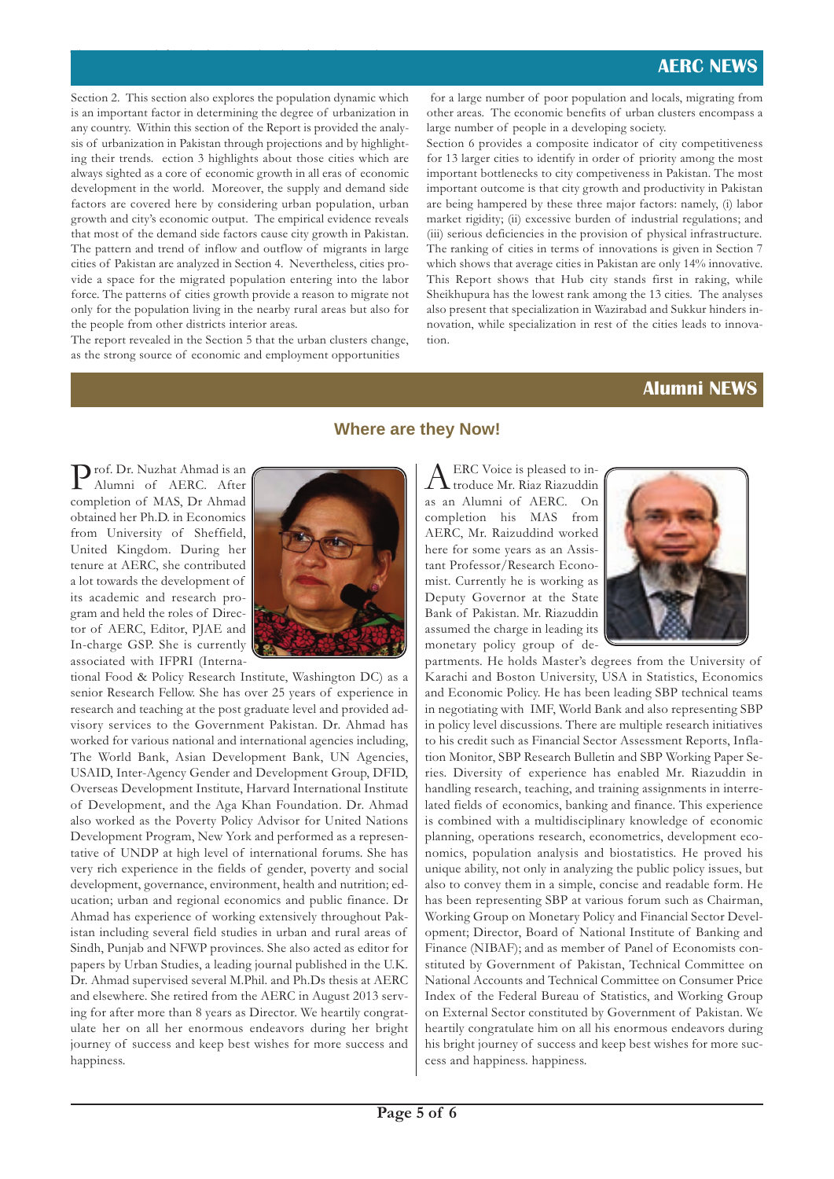## AERC NEWS

Section 2. This section also explores the population dynamic which is an important factor in determining the degree of urbanization in any country. Within this section of the Report is provided the analysis of urbanization in Pakistan through projections and by highlighting their trends. ection 3 highlights about those cities which are always sighted as a core of economic growth in all eras of economic development in the world. Moreover, the supply and demand side factors are covered here by considering urban population, urban growth and city's economic output. The empirical evidence reveals that most of the demand side factors cause city growth in Pakistan. The pattern and trend of inflow and outflow of migrants in large cities of Pakistan are analyzed in Section 4. Nevertheless, cities provide a space for the migrated population entering into the labor force. The patterns of cities growth provide a reason to migrate not only for the population living in the nearby rural areas but also for the people from other districts interior areas.

The report revealed in the Section 5 that the urban clusters change, as the strong source of economic and employment opportunities for a large number of poor population and locals, migrating from other areas. The economic benefits of urban clusters encompass a large number of people in a developing society.

Section 6 provides a composite indicator of city competitiveness for 13 larger cities to identify in order of priority among the most important bottlenecks to city competiveness in Pakistan. The most important outcome is that city growth and productivity in Pakistan are being hampered by these three major factors: namely, (i) labor market rigidity; (ii) excessive burden of industrial regulations; and (iii) serious deficiencies in the provision of physical infrastructure. The ranking of cities in terms of innovations is given in Section 7 which shows that average cities in Pakistan are only 14% innovative. This Report shows that Hub city stands first in raking, while Sheikhupura has the lowest rank among the 13 cities. The analyses also present that specialization in Wazirabad and Sukkur hinders innovation, while specialization in rest of the cities leads to innovation.

## Alumni NEWS

### Where are they Now!

Prof. Dr. Nuzhat Ahmad is an Alumni of AERC. After completion of MAS, Dr Ahmad obtained her Ph.D. in Economics from University of Sheffield, United Kingdom. During her tenure at AERC, she contributed a lot towards the development of its academic and research program and held the roles of Director of AERC, Editor, PJAE and In-charge GSP. She is currently associated with IFPRI (International Food & Policy Research Institute, Washington DC) as a senior Research Fellow. She has over 25 years of experience in research and teaching at the post graduate level and provided advisory services to the Government Pakistan. Dr. Ahmad has worked for various national and international agencies including, The World Bank, Asian Development Bank, UN Agencies, USAID, Inter-Agency Gender and Development Group, DFID, Overseas Development Institute, Harvard International Institute of Development, and the Aga Khan Foundation. Dr. Ahmad also worked as the Poverty Policy Advisor for United Nations Development Program, New York and performed as a representative of UNDP at high level of international forums. She has very rich experience in the fields of gender, poverty and social development, governance, environment, health and nutrition; education; urban and regional economics and public finance. Dr Ahmad has experience of working extensively throughout Pakistan including several field studies in urban and rural areas of Sindh, Punjab and NFWP provinces. She also acted as editor for papers by Urban Studies, a leading journal published in the U.K. Dr. Ahmad supervised several M.Phil. and Ph.Ds thesis at AERC and elsewhere. She retired from the AERC in August 2013 serving for after more than 8 years as Director. We heartily congratulate her on all her enormous endeavors during her bright journey of success and keep best wishes for more success and happiness.

AERC Voice is pleased to introduce Mr. Riaz Riazuddin as an Alumni of AERC. On completion his MAS from AERC, Mr. Raizuddind worked here for some years as an Assistant Professor/Research Economist. Currently he is working as Deputy Governor at the State Bank of Pakistan. Mr. Riazuddin assumed the charge in leading its monetary policy group of departments. He holds Master's degrees from the University of Karachi and Boston University, USA in Statistics, Economics and Economic Policy. He has been leading SBP technical teams in negotiating with IMF, World Bank and also representing SBP in policy level discussions. There are multiple research initiatives to his credit such as Financial Sector Assessment Reports, Inflation Monitor, SBP Research Bulletin and SBP Working Paper Series. Diversity of experience has enabled Mr. Riazuddin in handling research, teaching, and training assignments in interrelated fields of economics, banking and finance. This experience is combined with a multidisciplinary knowledge of economic planning, operations research, econometrics, development economics, population analysis and biostatistics. He proved his unique ability, not only in analyzing the public policy issues, but also to convey them in a simple, concise and readable form. He has been representing SBP at various forum such as Chairman, Working Group on Monetary Policy and Financial Sector Development; Director, Board of National Institute of Banking and Finance (NIBAF); and as member of Panel of Economists constituted by Government of Pakistan, Technical Committee on National Accounts and Technical Committee on Consumer Price Index of the Federal Bureau of Statistics, and Working Group on External Sector constituted by Government of Pakistan. We heartily congratulate him on all his enormous endeavors during his bright journey of success and keep best wishes for more success and happiness. happiness.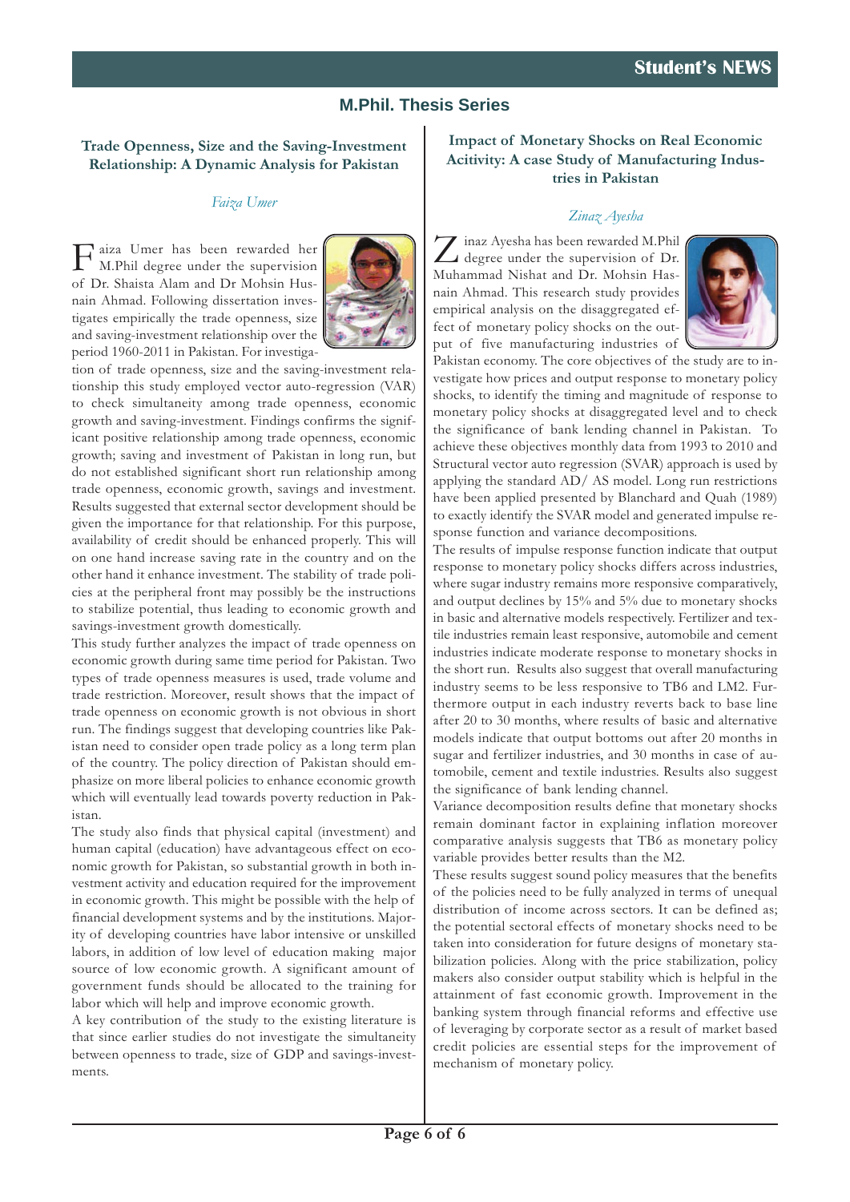## M.Phil. Thesis Series

### Trade Openness, Size and the Saving-Investment Relationship: A Dynamic Analysis for Pakistan

*Faiza Umer*

Faiza Umer has been rewarded her M.Phil degree under the supervision of Dr. Shaista Alam and Dr Mohsin Husnain Ahmad. Following dissertation investigates empirically the trade openness, size and saving-investment relationship over the period 1960-2011 in Pakistan. For investigation of trade openness, size and the saving-investment relationship this study employed vector auto-regression (VAR) to check simultaneity among trade openness, economic growth and saving-investment. Findings confirms the significant positive relationship among trade openness, economic growth; saving and investment of Pakistan in long run, but do not established significant short run relationship among trade openness, economic growth, savings and investment. Results suggested that external sector development should be given the importance for that relationship. For this purpose, availability of credit should be enhanced properly. This will on one hand increase saving rate in the country and on the other hand it enhance investment. The stability of trade policies at the peripheral front may possibly be the instructions to stabilize potential, thus leading to economic growth and savings-investment growth domestically.

This study further analyzes the impact of trade openness on economic growth during same time period for Pakistan. Two types of trade openness measures is used, trade volume and trade restriction. Moreover, result shows that the impact of trade openness on economic growth is not obvious in short run. The findings suggest that developing countries like Pakistan need to consider open trade policy as a long term plan of the country. The policy direction of Pakistan should emphasize on more liberal policies to enhance economic growth which will eventually lead towards poverty reduction in Pakistan.

The study also finds that physical capital (investment) and human capital (education) have advantageous effect on economic growth for Pakistan, so substantial growth in both investment activity and education required for the improvement in economic growth. This might be possible with the help of financial development systems and by the institutions. Majority of developing countries have labor intensive or unskilled labors, in addition of low level of education making major source of low economic growth. A significant amount of government funds should be allocated to the training for labor which will help and improve economic growth.

A key contribution of the study to the existing literature is that since earlier studies do not investigate the simultaneity between openness to trade, size of GDP and savings-investments.

### Impact of Monetary Shocks on Real Economic Acitivity: A case Study of Manufacturing Industries in Pakistan

*Zinaz Ayesha*

Zinaz Ayesha has been rewarded M.Phil degree under the supervision of Dr. Muhammad Nishat and Dr. Mohsin Hasnain Ahmad. This research study provides empirical analysis on the disaggregated effect of monetary policy shocks on the output of five manufacturing industries of Pakistan economy. The core objectives of the study are to investigate how prices and output response to monetary policy shocks, to identify the timing and magnitude of response to monetary policy shocks at disaggregated level and to check the significance of bank lending channel in Pakistan. To achieve these objectives monthly data from 1993 to 2010 and Structural vector auto regression (SVAR) approach is used by applying the standard AD/ AS model. Long run restrictions have been applied presented by Blanchard and Quah (1989) to exactly identify the SVAR model and generated impulse response function and variance decompositions.

The results of impulse response function indicate that output response to monetary policy shocks differs across industries, where sugar industry remains more responsive comparatively, and output declines by 15% and 5% due to monetary shocks in basic and alternative models respectively. Fertilizer and textile industries remain least responsive, automobile and cement industries indicate moderate response to monetary shocks in the short run. Results also suggest that overall manufacturing industry seems to be less responsive to TB6 and LM2. Furthermore output in each industry reverts back to base line after 20 to 30 months, where results of basic and alternative models indicate that output bottoms out after 20 months in sugar and fertilizer industries, and 30 months in case of automobile, cement and textile industries. Results also suggest the significance of bank lending channel.

Variance decomposition results define that monetary shocks remain dominant factor in explaining inflation moreover comparative analysis suggests that TB6 as monetary policy variable provides better results than the M2.

These results suggest sound policy measures that the benefits of the policies need to be fully analyzed in terms of unequal distribution of income across sectors. It can be defined as; the potential sectoral effects of monetary shocks need to be taken into consideration for future designs of monetary stabilization policies. Along with the price stabilization, policy makers also consider output stability which is helpful in the attainment of fast economic growth. Improvement in the banking system through financial reforms and effective use of leveraging by corporate sector as a result of market based credit policies are essential steps for the improvement of mechanism of monetary policy.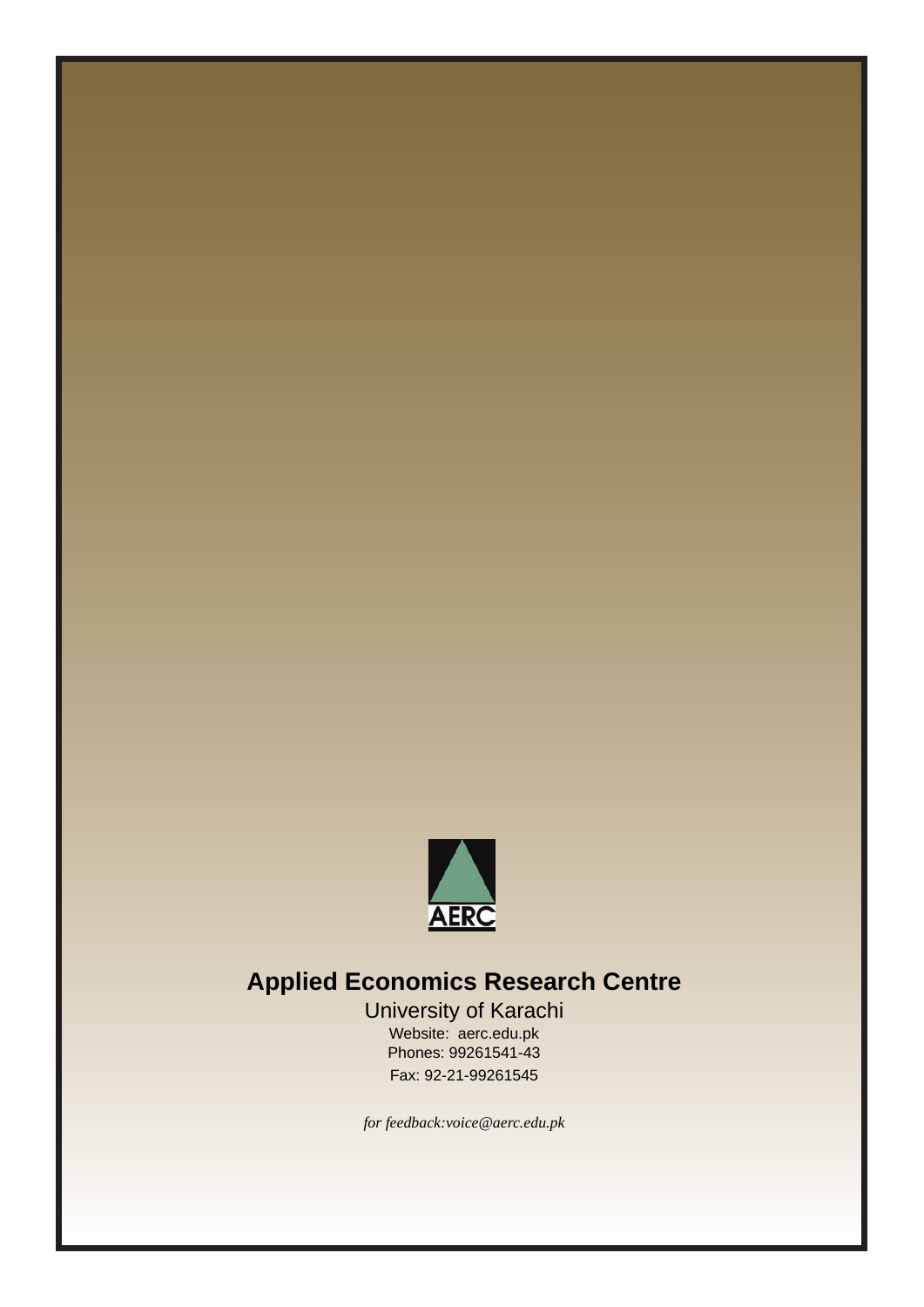AERC

**Applied Economics Research Centre**

University of Karachi

Website: aerc.edu.pk

Phones: 99261541-43

Fax: 92-21-99261545

*for feedback:voice@aerc.edu.pk*